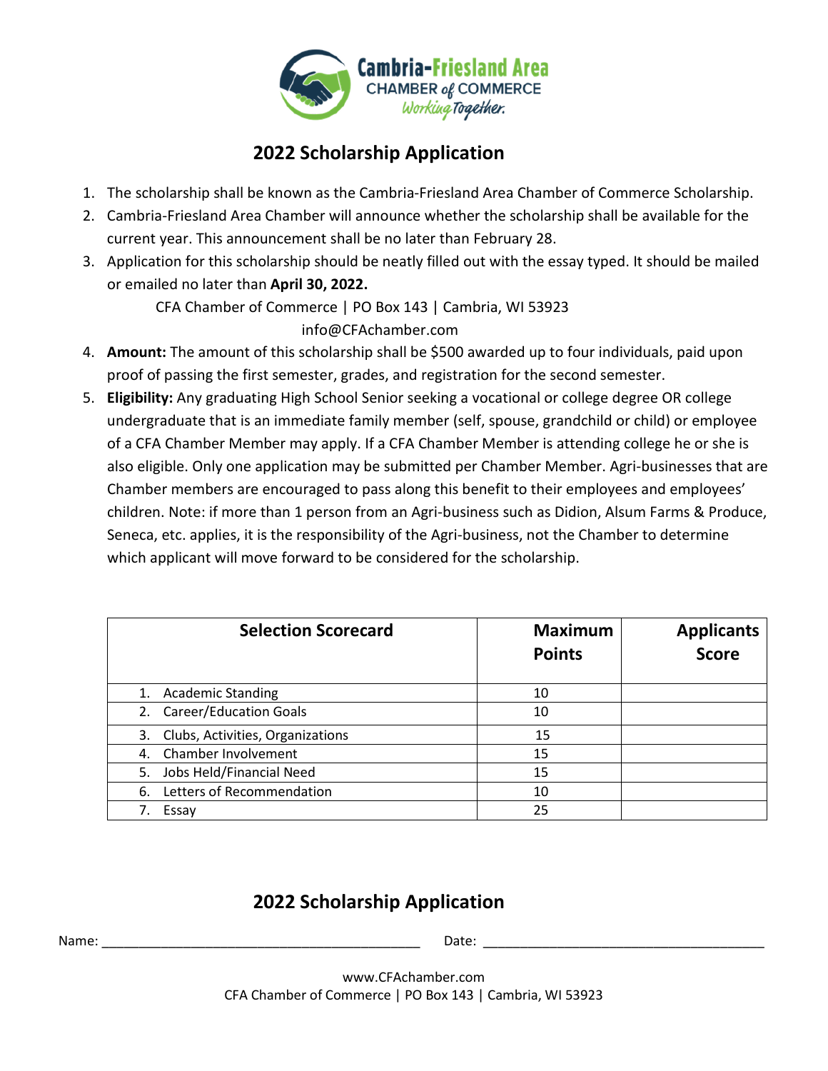Cambria-Friesland Area
CHAMBER of COMMERCE
Working Together.

## 2022 Scholarship Application

1. The scholarship shall be known as the Cambria-Friesland Area Chamber of Commerce Scholarship.
2. Cambria-Friesland Area Chamber will announce whether the scholarship shall be available for the current year. This announcement shall be no later than February 28.
3. Application for this scholarship should be neatly filled out with the essay typed. It should be mailed or emailed no later than **April 30, 2022.**

   CFA Chamber of Commerce | PO Box 143 | Cambria, WI 53923

   info@CFAchamber.com
4. **Amount:** The amount of this scholarship shall be $500 awarded up to four individuals, paid upon proof of passing the first semester, grades, and registration for the second semester.
5. **Eligibility:** Any graduating High School Senior seeking a vocational or college degree OR college undergraduate that is an immediate family member (self, spouse, grandchild or child) or employee of a CFA Chamber Member may apply. If a CFA Chamber Member is attending college he or she is also eligible. Only one application may be submitted per Chamber Member. Agri-businesses that are Chamber members are encouraged to pass along this benefit to their employees and employees' children. Note: if more than 1 person from an Agri-business such as Didion, Alsum Farms & Produce, Seneca, etc. applies, it is the responsibility of the Agri-business, not the Chamber to determine which applicant will move forward to be considered for the scholarship.

| Selection Scorecard | Maximum Points | Applicants Score |
|---|---|---|
| 1. Academic Standing | 10 | |
| 2. Career/Education Goals | 10 | |
| 3. Clubs, Activities, Organizations | 15 | |
| 4. Chamber Involvement | 15 | |
| 5. Jobs Held/Financial Need | 15 | |
| 6. Letters of Recommendation | 10 | |
| 7. Essay | 25 | |

## 2022 Scholarship Application

Name: ___________________________________________ Date: _____________________________________

www.CFAchamber.com
CFA Chamber of Commerce | PO Box 143 | Cambria, WI 53923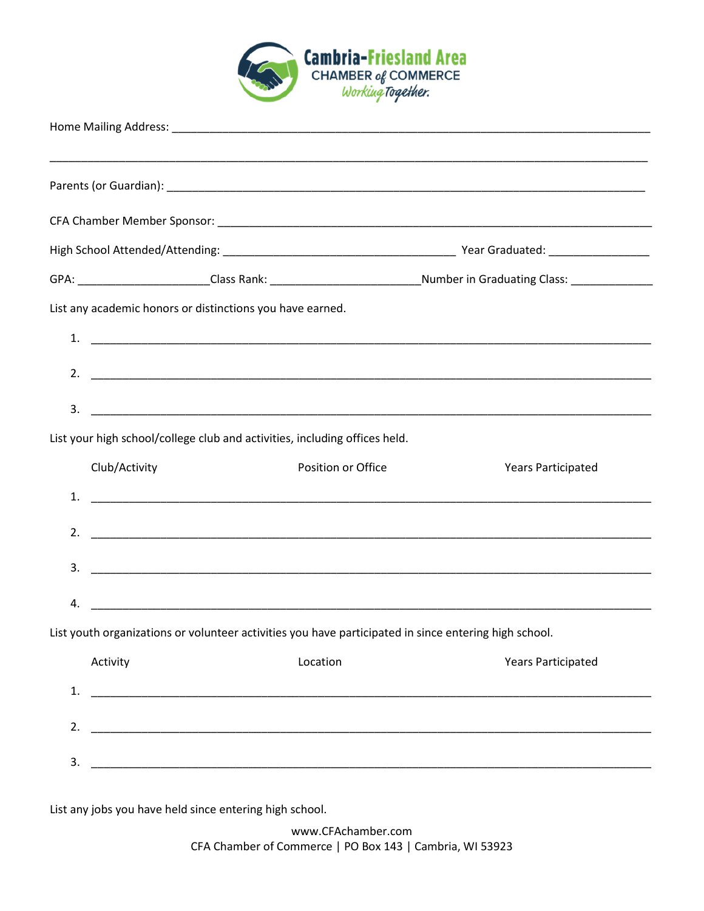Cambria-Friesland Area CHAMBER of COMMERCE *Working Together.*

Home Mailing Address: ________________________________________________________________

________________________________________________________________________________

Parents (or Guardian): ________________________________________________________________

CFA Chamber Member Sponsor: ___________________________________________________________

High School Attended/Attending: _______________________________ Year Graduated: _____________

GPA: ________________Class Rank: ____________________Number in Graduating Class: __________

List any academic honors or distinctions you have earned.

1. ____________________________________________________________________________
2. ____________________________________________________________________________
3. ____________________________________________________________________________

List your high school/college club and activities, including offices held.

Club/Activity — Position or Office — Years Participated

1. ____________________________________________________________________________
2. ____________________________________________________________________________
3. ____________________________________________________________________________
4. ____________________________________________________________________________

List youth organizations or volunteer activities you have participated in since entering high school.

Activity — Location — Years Participated

1. ____________________________________________________________________________
2. ____________________________________________________________________________
3. ____________________________________________________________________________

List any jobs you have held since entering high school.

www.CFAchamber.com
CFA Chamber of Commerce | PO Box 143 | Cambria, WI 53923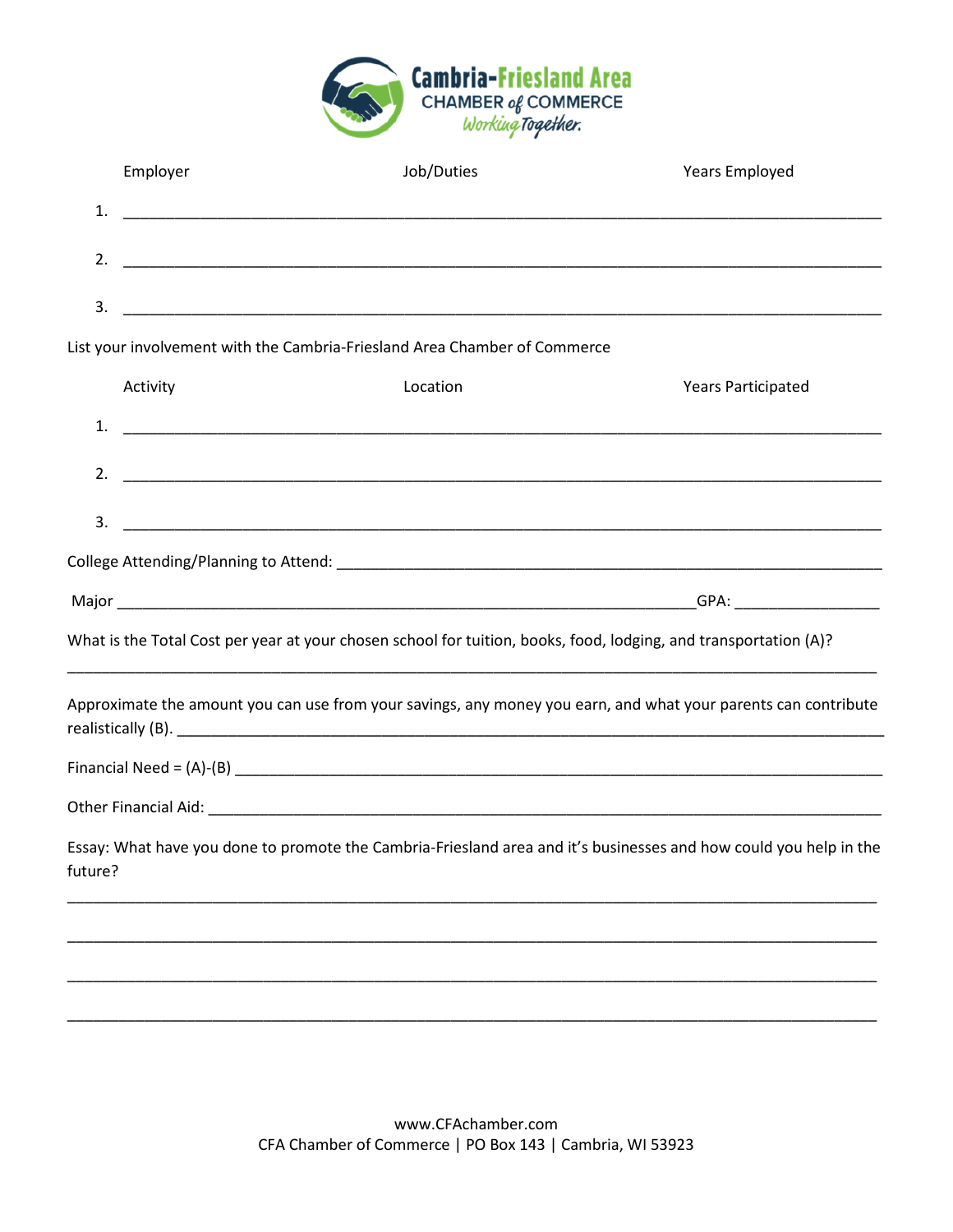| Employer | Job/Duties | Years Employed |
| --- | --- | --- |
| 1. | | |
| 2. | | |
| 3. | | |

List your involvement with the Cambria-Friesland Area Chamber of Commerce

| Activity | Location | Years Participated |
| --- | --- | --- |
| 1. | | |
| 2. | | |
| 3. | | |

College Attending/Planning to Attend: ______________________________

Major ______________________________ GPA: ______________

What is the Total Cost per year at your chosen school for tuition, books, food, lodging, and transportation (A)?

______________________________

Approximate the amount you can use from your savings, any money you earn, and what your parents can contribute realistically (B). ______________________________

Financial Need = (A)-(B) ______________________________

Other Financial Aid: ______________________________

Essay: What have you done to promote the Cambria-Friesland area and it's businesses and how could you help in the future?

______________________________

______________________________

______________________________

______________________________

www.CFAchamber.com
CFA Chamber of Commerce | PO Box 143 | Cambria, WI 53923